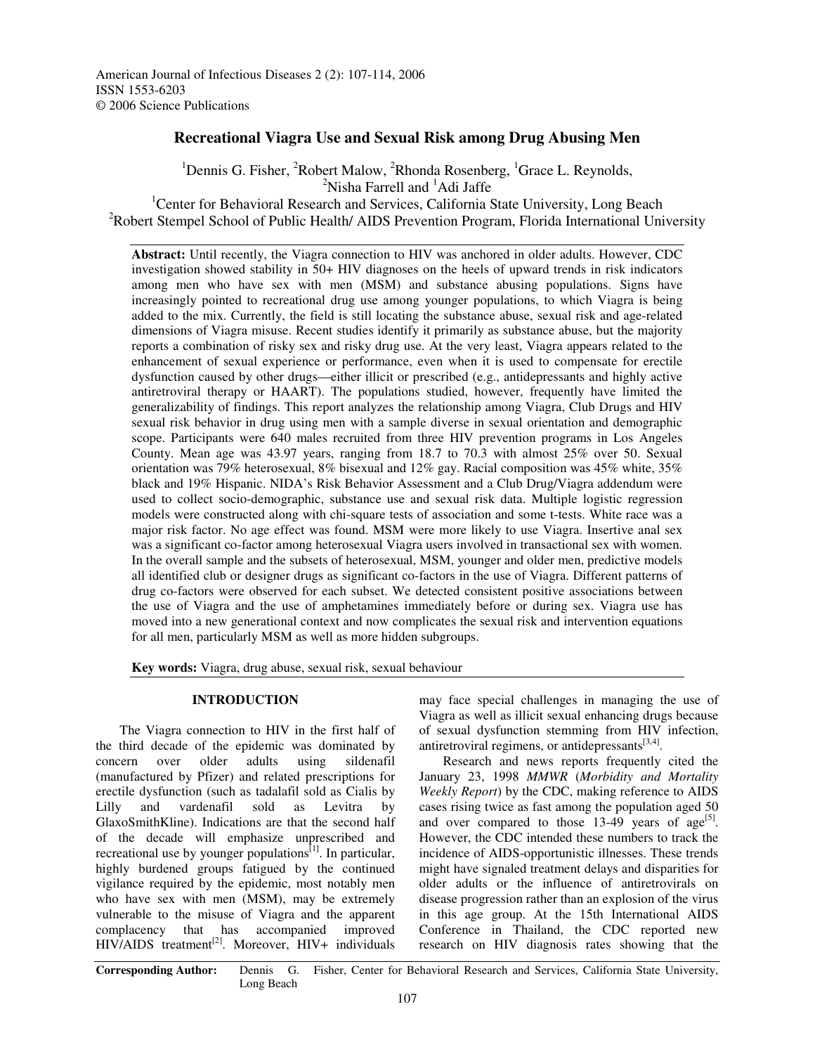American Journal of Infectious Diseases 2 (2): 107-114, 2006
ISSN 1553-6203
© 2006 Science Publications

# Recreational Viagra Use and Sexual Risk among Drug Abusing Men

[1]Dennis G. Fisher, [2]Robert Malow, [2]Rhonda Rosenberg, [1]Grace L. Reynolds, [2]Nisha Farrell and [1]Adi Jaffe

[1]Center for Behavioral Research and Services, California State University, Long Beach
[2]Robert Stempel School of Public Health/ AIDS Prevention Program, Florida International University

**Abstract:** Until recently, the Viagra connection to HIV was anchored in older adults. However, CDC investigation showed stability in 50+ HIV diagnoses on the heels of upward trends in risk indicators among men who have sex with men (MSM) and substance abusing populations. Signs have increasingly pointed to recreational drug use among younger populations, to which Viagra is being added to the mix. Currently, the field is still locating the substance abuse, sexual risk and age-related dimensions of Viagra misuse. Recent studies identify it primarily as substance abuse, but the majority reports a combination of risky sex and risky drug use. At the very least, Viagra appears related to the enhancement of sexual experience or performance, even when it is used to compensate for erectile dysfunction caused by other drugs—either illicit or prescribed (e.g., antidepressants and highly active antiretroviral therapy or HAART). The populations studied, however, frequently have limited the generalizability of findings. This report analyzes the relationship among Viagra, Club Drugs and HIV sexual risk behavior in drug using men with a sample diverse in sexual orientation and demographic scope. Participants were 640 males recruited from three HIV prevention programs in Los Angeles County. Mean age was 43.97 years, ranging from 18.7 to 70.3 with almost 25% over 50. Sexual orientation was 79% heterosexual, 8% bisexual and 12% gay. Racial composition was 45% white, 35% black and 19% Hispanic. NIDA's Risk Behavior Assessment and a Club Drug/Viagra addendum were used to collect socio-demographic, substance use and sexual risk data. Multiple logistic regression models were constructed along with chi-square tests of association and some t-tests. White race was a major risk factor. No age effect was found. MSM were more likely to use Viagra. Insertive anal sex was a significant co-factor among heterosexual Viagra users involved in transactional sex with women. In the overall sample and the subsets of heterosexual, MSM, younger and older men, predictive models all identified club or designer drugs as significant co-factors in the use of Viagra. Different patterns of drug co-factors were observed for each subset. We detected consistent positive associations between the use of Viagra and the use of amphetamines immediately before or during sex. Viagra use has moved into a new generational context and now complicates the sexual risk and intervention equations for all men, particularly MSM as well as more hidden subgroups.

**Key words:** Viagra, drug abuse, sexual risk, sexual behaviour

## INTRODUCTION

The Viagra connection to HIV in the first half of the third decade of the epidemic was dominated by concern over older adults using sildenafil (manufactured by Pfizer) and related prescriptions for erectile dysfunction (such as tadalafil sold as Cialis by Lilly and vardenafil sold as Levitra by GlaxoSmithKline). Indications are that the second half of the decade will emphasize unprescribed and recreational use by younger populations[1]. In particular, highly burdened groups fatigued by the continued vigilance required by the epidemic, most notably men who have sex with men (MSM), may be extremely vulnerable to the misuse of Viagra and the apparent complacency that has accompanied improved HIV/AIDS treatment[2]. Moreover, HIV+ individuals may face special challenges in managing the use of Viagra as well as illicit sexual enhancing drugs because of sexual dysfunction stemming from HIV infection, antiretroviral regimens, or antidepressants[3,4].

Research and news reports frequently cited the January 23, 1998 *MMWR* (*Morbidity and Mortality Weekly Report*) by the CDC, making reference to AIDS cases rising twice as fast among the population aged 50 and over compared to those 13-49 years of age[5]. However, the CDC intended these numbers to track the incidence of AIDS-opportunistic illnesses. These trends might have signaled treatment delays and disparities for older adults or the influence of antiretrovirals on disease progression rather than an explosion of the virus in this age group. At the 15th International AIDS Conference in Thailand, the CDC reported new research on HIV diagnosis rates showing that the

**Corresponding Author:** Dennis G. Fisher, Center for Behavioral Research and Services, California State University, Long Beach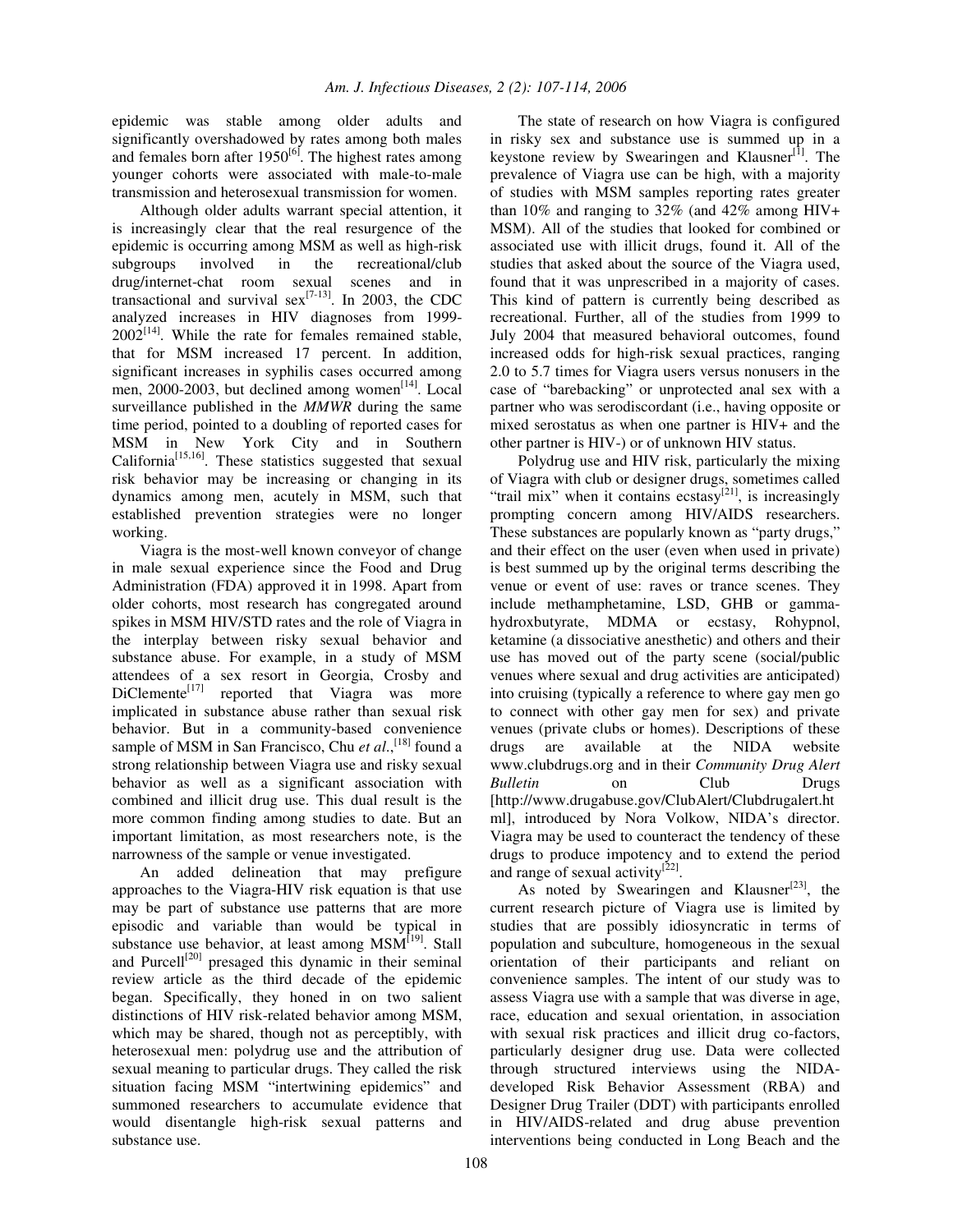epidemic was stable among older adults and significantly overshadowed by rates among both males and females born after 1950[6]. The highest rates among younger cohorts were associated with male-to-male transmission and heterosexual transmission for women.

Although older adults warrant special attention, it is increasingly clear that the real resurgence of the epidemic is occurring among MSM as well as high-risk subgroups involved in the recreational/club drug/internet-chat room sexual scenes and in transactional and survival sex[7-13]. In 2003, the CDC analyzed increases in HIV diagnoses from 1999-2002[14]. While the rate for females remained stable, that for MSM increased 17 percent. In addition, significant increases in syphilis cases occurred among men, 2000-2003, but declined among women[14]. Local surveillance published in the *MMWR* during the same time period, pointed to a doubling of reported cases for MSM in New York City and in Southern California[15,16]. These statistics suggested that sexual risk behavior may be increasing or changing in its dynamics among men, acutely in MSM, such that established prevention strategies were no longer working.

Viagra is the most-well known conveyor of change in male sexual experience since the Food and Drug Administration (FDA) approved it in 1998. Apart from older cohorts, most research has congregated around spikes in MSM HIV/STD rates and the role of Viagra in the interplay between risky sexual behavior and substance abuse. For example, in a study of MSM attendees of a sex resort in Georgia, Crosby and DiClemente[17] reported that Viagra was more implicated in substance abuse rather than sexual risk behavior. But in a community-based convenience sample of MSM in San Francisco, Chu *et al*.,[18] found a strong relationship between Viagra use and risky sexual behavior as well as a significant association with combined and illicit drug use. This dual result is the more common finding among studies to date. But an important limitation, as most researchers note, is the narrowness of the sample or venue investigated.

An added delineation that may prefigure approaches to the Viagra-HIV risk equation is that use may be part of substance use patterns that are more episodic and variable than would be typical in substance use behavior, at least among MSM[19]. Stall and Purcell[20] presaged this dynamic in their seminal review article as the third decade of the epidemic began. Specifically, they honed in on two salient distinctions of HIV risk-related behavior among MSM, which may be shared, though not as perceptibly, with heterosexual men: polydrug use and the attribution of sexual meaning to particular drugs. They called the risk situation facing MSM "intertwining epidemics" and summoned researchers to accumulate evidence that would disentangle high-risk sexual patterns and substance use.

The state of research on how Viagra is configured in risky sex and substance use is summed up in a keystone review by Swearingen and Klausner[1]. The prevalence of Viagra use can be high, with a majority of studies with MSM samples reporting rates greater than 10% and ranging to 32% (and 42% among HIV+ MSM). All of the studies that looked for combined or associated use with illicit drugs, found it. All of the studies that asked about the source of the Viagra used, found that it was unprescribed in a majority of cases. This kind of pattern is currently being described as recreational. Further, all of the studies from 1999 to July 2004 that measured behavioral outcomes, found increased odds for high-risk sexual practices, ranging 2.0 to 5.7 times for Viagra users versus nonusers in the case of "barebacking" or unprotected anal sex with a partner who was serodiscordant (i.e., having opposite or mixed serostatus as when one partner is HIV+ and the other partner is HIV-) or of unknown HIV status.

Polydrug use and HIV risk, particularly the mixing of Viagra with club or designer drugs, sometimes called "trail mix" when it contains ecstasy[21], is increasingly prompting concern among HIV/AIDS researchers. These substances are popularly known as "party drugs," and their effect on the user (even when used in private) is best summed up by the original terms describing the venue or event of use: raves or trance scenes. They include methamphetamine, LSD, GHB or gamma-hydroxbutyrate, MDMA or ecstasy, Rohypnol, ketamine (a dissociative anesthetic) and others and their use has moved out of the party scene (social/public venues where sexual and drug activities are anticipated) into cruising (typically a reference to where gay men go to connect with other gay men for sex) and private venues (private clubs or homes). Descriptions of these drugs are available at the NIDA website www.clubdrugs.org and in their *Community Drug Alert Bulletin* on Club Drugs [http://www.drugabuse.gov/ClubAlert/Clubdrugalert.html], introduced by Nora Volkow, NIDA's director. Viagra may be used to counteract the tendency of these drugs to produce impotency and to extend the period and range of sexual activity[22].

As noted by Swearingen and Klausner[23], the current research picture of Viagra use is limited by studies that are possibly idiosyncratic in terms of population and subculture, homogeneous in the sexual orientation of their participants and reliant on convenience samples. The intent of our study was to assess Viagra use with a sample that was diverse in age, race, education and sexual orientation, in association with sexual risk practices and illicit drug co-factors, particularly designer drug use. Data were collected through structured interviews using the NIDA-developed Risk Behavior Assessment (RBA) and Designer Drug Trailer (DDT) with participants enrolled in HIV/AIDS-related and drug abuse prevention interventions being conducted in Long Beach and the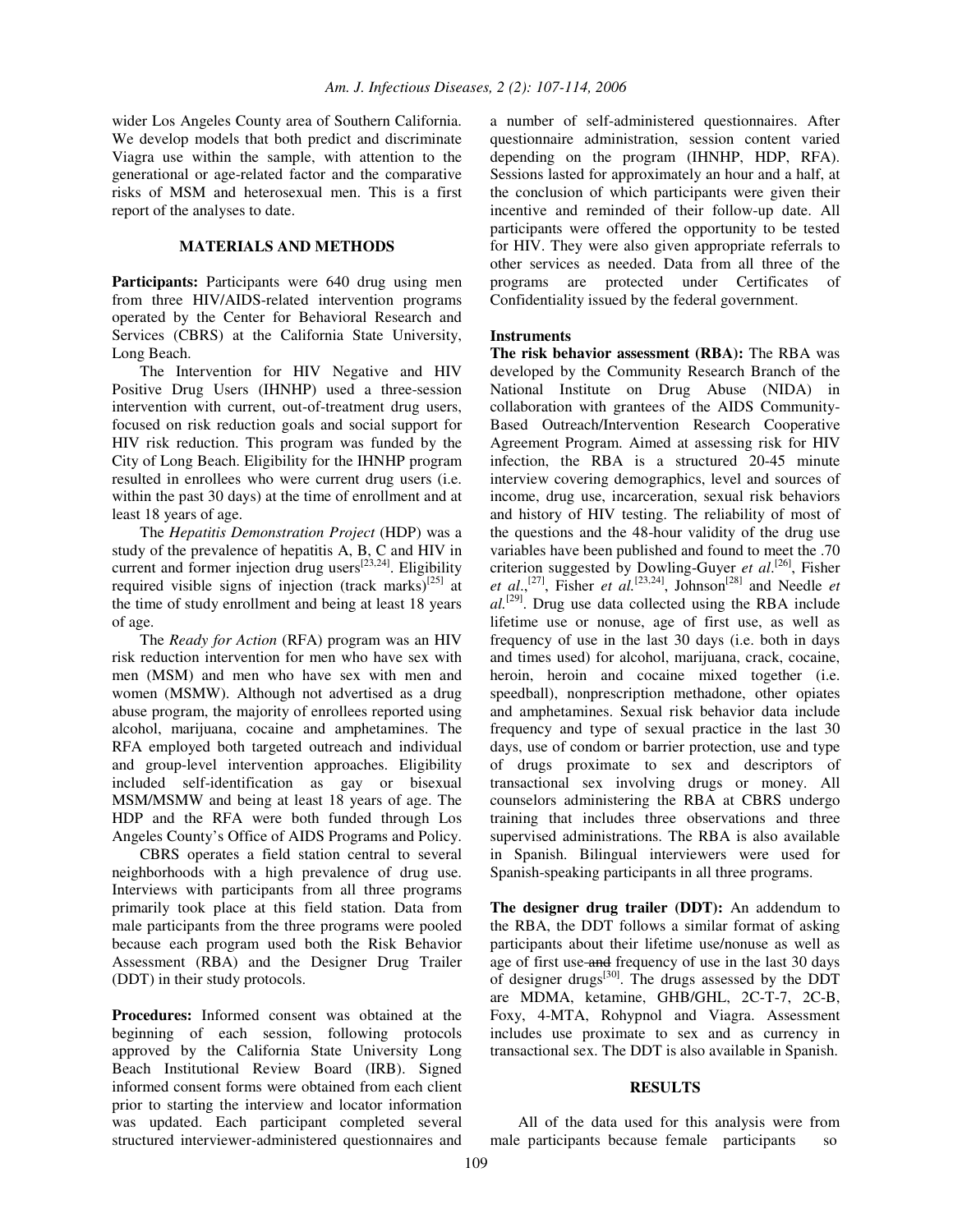wider Los Angeles County area of Southern California. We develop models that both predict and discriminate Viagra use within the sample, with attention to the generational or age-related factor and the comparative risks of MSM and heterosexual men. This is a first report of the analyses to date.

## MATERIALS AND METHODS

**Participants:** Participants were 640 drug using men from three HIV/AIDS-related intervention programs operated by the Center for Behavioral Research and Services (CBRS) at the California State University, Long Beach.

The Intervention for HIV Negative and HIV Positive Drug Users (IHNHP) used a three-session intervention with current, out-of-treatment drug users, focused on risk reduction goals and social support for HIV risk reduction. This program was funded by the City of Long Beach. Eligibility for the IHNHP program resulted in enrollees who were current drug users (i.e. within the past 30 days) at the time of enrollment and at least 18 years of age.

The *Hepatitis Demonstration Project* (HDP) was a study of the prevalence of hepatitis A, B, C and HIV in current and former injection drug users[23,24]. Eligibility required visible signs of injection (track marks)[25] at the time of study enrollment and being at least 18 years of age.

The *Ready for Action* (RFA) program was an HIV risk reduction intervention for men who have sex with men (MSM) and men who have sex with men and women (MSMW). Although not advertised as a drug abuse program, the majority of enrollees reported using alcohol, marijuana, cocaine and amphetamines. The RFA employed both targeted outreach and individual and group-level intervention approaches. Eligibility included self-identification as gay or bisexual MSM/MSMW and being at least 18 years of age. The HDP and the RFA were both funded through Los Angeles County's Office of AIDS Programs and Policy.

CBRS operates a field station central to several neighborhoods with a high prevalence of drug use. Interviews with participants from all three programs primarily took place at this field station. Data from male participants from the three programs were pooled because each program used both the Risk Behavior Assessment (RBA) and the Designer Drug Trailer (DDT) in their study protocols.

**Procedures:** Informed consent was obtained at the beginning of each session, following protocols approved by the California State University Long Beach Institutional Review Board (IRB). Signed informed consent forms were obtained from each client prior to starting the interview and locator information was updated. Each participant completed several structured interviewer-administered questionnaires and a number of self-administered questionnaires. After questionnaire administration, session content varied depending on the program (IHNHP, HDP, RFA). Sessions lasted for approximately an hour and a half, at the conclusion of which participants were given their incentive and reminded of their follow-up date. All participants were offered the opportunity to be tested for HIV. They were also given appropriate referrals to other services as needed. Data from all three of the programs are protected under Certificates of Confidentiality issued by the federal government.

### Instruments

**The risk behavior assessment (RBA):** The RBA was developed by the Community Research Branch of the National Institute on Drug Abuse (NIDA) in collaboration with grantees of the AIDS Community-Based Outreach/Intervention Research Cooperative Agreement Program. Aimed at assessing risk for HIV infection, the RBA is a structured 20-45 minute interview covering demographics, level and sources of income, drug use, incarceration, sexual risk behaviors and history of HIV testing. The reliability of most of the questions and the 48-hour validity of the drug use variables have been published and found to meet the .70 criterion suggested by Dowling-Guyer *et al.*[26], Fisher *et al.*,[27], Fisher *et al.*[23,24], Johnson[28] and Needle *et al.*[29]. Drug use data collected using the RBA include lifetime use or nonuse, age of first use, as well as frequency of use in the last 30 days (i.e. both in days and times used) for alcohol, marijuana, crack, cocaine, heroin, heroin and cocaine mixed together (i.e. speedball), nonprescription methadone, other opiates and amphetamines. Sexual risk behavior data include frequency and type of sexual practice in the last 30 days, use of condom or barrier protection, use and type of drugs proximate to sex and descriptors of transactional sex involving drugs or money. All counselors administering the RBA at CBRS undergo training that includes three observations and three supervised administrations. The RBA is also available in Spanish. Bilingual interviewers were used for Spanish-speaking participants in all three programs.

**The designer drug trailer (DDT):** An addendum to the RBA, the DDT follows a similar format of asking participants about their lifetime use/nonuse as well as age of first use ~~and~~ frequency of use in the last 30 days of designer drugs[30]. The drugs assessed by the DDT are MDMA, ketamine, GHB/GHL, 2C-T-7, 2C-B, Foxy, 4-MTA, Rohypnol and Viagra. Assessment includes use proximate to sex and as currency in transactional sex. The DDT is also available in Spanish.

## RESULTS

All of the data used for this analysis were from male participants because female participants so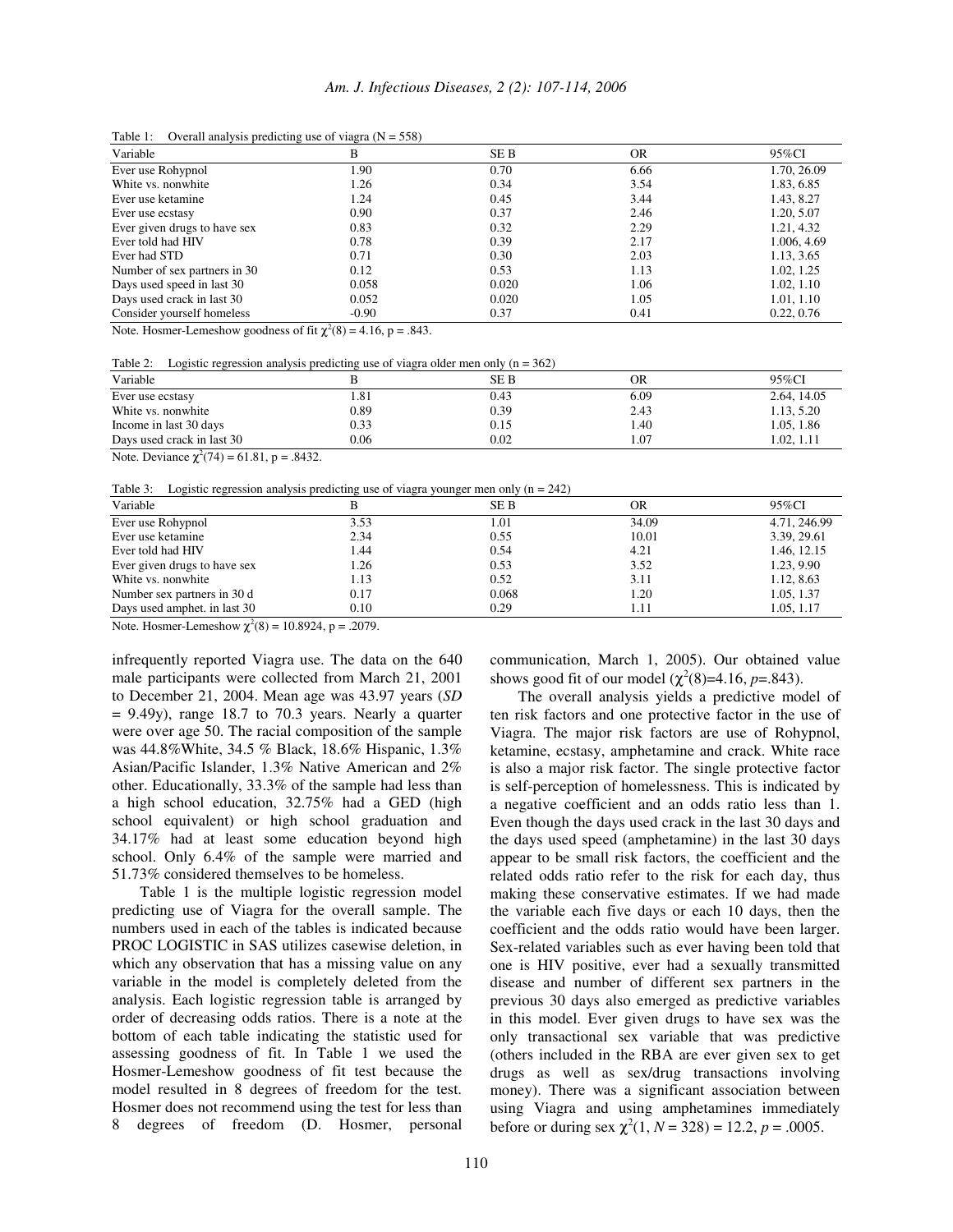Table 1: Overall analysis predicting use of viagra (N = 558)

| Variable | B | SE B | OR | 95%CI |
|---|---|---|---|---|
| Ever use Rohypnol | 1.90 | 0.70 | 6.66 | 1.70, 26.09 |
| White vs. nonwhite | 1.26 | 0.34 | 3.54 | 1.83, 6.85 |
| Ever use ketamine | 1.24 | 0.45 | 3.44 | 1.43, 8.27 |
| Ever use ecstasy | 0.90 | 0.37 | 2.46 | 1.20, 5.07 |
| Ever given drugs to have sex | 0.83 | 0.32 | 2.29 | 1.21, 4.32 |
| Ever told had HIV | 0.78 | 0.39 | 2.17 | 1.006, 4.69 |
| Ever had STD | 0.71 | 0.30 | 2.03 | 1.13, 3.65 |
| Number of sex partners in 30 | 0.12 | 0.53 | 1.13 | 1.02, 1.25 |
| Days used speed in last 30 | 0.058 | 0.020 | 1.06 | 1.02, 1.10 |
| Days used crack in last 30 | 0.052 | 0.020 | 1.05 | 1.01, 1.10 |
| Consider yourself homeless | -0.90 | 0.37 | 0.41 | 0.22, 0.76 |

Note. Hosmer-Lemeshow goodness of fit $\chi^2(8) = 4.16$, p = .843.

Table 2: Logistic regression analysis predicting use of viagra older men only (n = 362)

| Variable | B | SE B | OR | 95%CI |
|---|---|---|---|---|
| Ever use ecstasy | 1.81 | 0.43 | 6.09 | 2.64, 14.05 |
| White vs. nonwhite | 0.89 | 0.39 | 2.43 | 1.13, 5.20 |
| Income in last 30 days | 0.33 | 0.15 | 1.40 | 1.05, 1.86 |
| Days used crack in last 30 | 0.06 | 0.02 | 1.07 | 1.02, 1.11 |

Note. Deviance $\chi^2(74) = 61.81$, p = .8432.

Table 3: Logistic regression analysis predicting use of viagra younger men only (n = 242)

| Variable | B | SE B | OR | 95%CI |
|---|---|---|---|---|
| Ever use Rohypnol | 3.53 | 1.01 | 34.09 | 4.71, 246.99 |
| Ever use ketamine | 2.34 | 0.55 | 10.01 | 3.39, 29.61 |
| Ever told had HIV | 1.44 | 0.54 | 4.21 | 1.46, 12.15 |
| Ever given drugs to have sex | 1.26 | 0.53 | 3.52 | 1.23, 9.90 |
| White vs. nonwhite | 1.13 | 0.52 | 3.11 | 1.12, 8.63 |
| Number sex partners in 30 d | 0.17 | 0.068 | 1.20 | 1.05, 1.37 |
| Days used amphet. in last 30 | 0.10 | 0.29 | 1.11 | 1.05, 1.17 |

Note. Hosmer-Lemeshow $\chi^2(8) = 10.8924$, p = .2079.

infrequently reported Viagra use. The data on the 640 male participants were collected from March 21, 2001 to December 21, 2004. Mean age was 43.97 years (*SD* = 9.49y), range 18.7 to 70.3 years. Nearly a quarter were over age 50. The racial composition of the sample was 44.8%White, 34.5 % Black, 18.6% Hispanic, 1.3% Asian/Pacific Islander, 1.3% Native American and 2% other. Educationally, 33.3% of the sample had less than a high school education, 32.75% had a GED (high school equivalent) or high school graduation and 34.17% had at least some education beyond high school. Only 6.4% of the sample were married and 51.73% considered themselves to be homeless.

Table 1 is the multiple logistic regression model predicting use of Viagra for the overall sample. The numbers used in each of the tables is indicated because PROC LOGISTIC in SAS utilizes casewise deletion, in which any observation that has a missing value on any variable in the model is completely deleted from the analysis. Each logistic regression table is arranged by order of decreasing odds ratios. There is a note at the bottom of each table indicating the statistic used for assessing goodness of fit. In Table 1 we used the Hosmer-Lemeshow goodness of fit test because the model resulted in 8 degrees of freedom for the test. Hosmer does not recommend using the test for less than 8 degrees of freedom (D. Hosmer, personal communication, March 1, 2005). Our obtained value shows good fit of our model ($\chi^2(8)=4.16$, $p=.843$).

The overall analysis yields a predictive model of ten risk factors and one protective factor in the use of Viagra. The major risk factors are use of Rohypnol, ketamine, ecstasy, amphetamine and crack. White race is also a major risk factor. The single protective factor is self-perception of homelessness. This is indicated by a negative coefficient and an odds ratio less than 1. Even though the days used crack in the last 30 days and the days used speed (amphetamine) in the last 30 days appear to be small risk factors, the coefficient and the related odds ratio refer to the risk for each day, thus making these conservative estimates. If we had made the variable each five days or each 10 days, then the coefficient and the odds ratio would have been larger. Sex-related variables such as ever having been told that one is HIV positive, ever had a sexually transmitted disease and number of different sex partners in the previous 30 days also emerged as predictive variables in this model. Ever given drugs to have sex was the only transactional sex variable that was predictive (others included in the RBA are ever given sex to get drugs as well as sex/drug transactions involving money). There was a significant association between using Viagra and using amphetamines immediately before or during sex $\chi^2(1, N = 328) = 12.2$, $p = .0005$.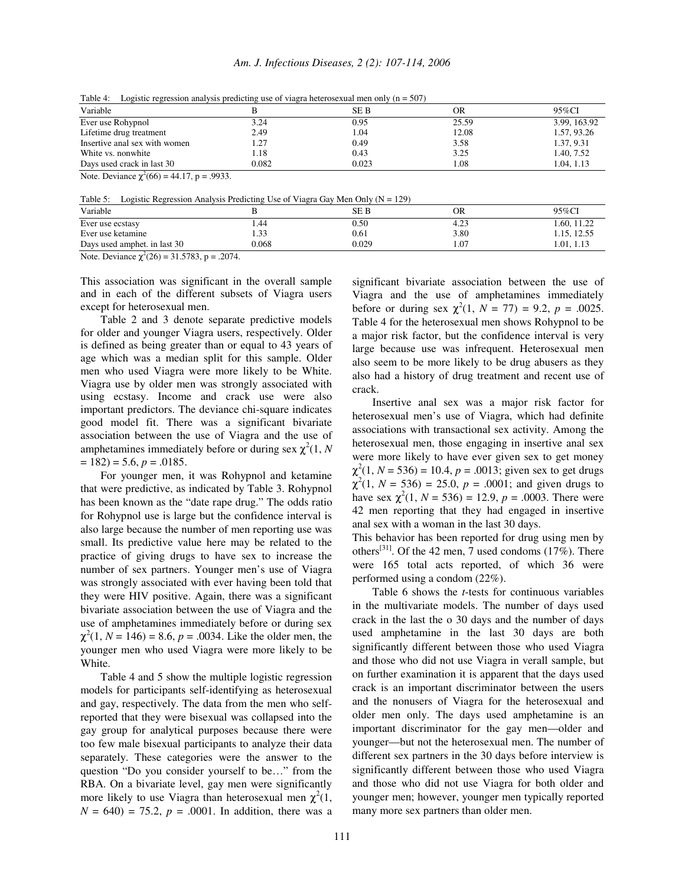Table 4: Logistic regression analysis predicting use of viagra heterosexual men only (n = 507)

| Variable | B | SE B | OR | 95%CI |
|---|---|---|---|---|
| Ever use Rohypnol | 3.24 | 0.95 | 25.59 | 3.99, 163.92 |
| Lifetime drug treatment | 2.49 | 1.04 | 12.08 | 1.57, 93.26 |
| Insertive anal sex with women | 1.27 | 0.49 | 3.58 | 1.37, 9.31 |
| White vs. nonwhite | 1.18 | 0.43 | 3.25 | 1.40, 7.52 |
| Days used crack in last 30 | 0.082 | 0.023 | 1.08 | 1.04, 1.13 |

Note. Deviance $\chi^2(66) = 44.17$, p = .9933.

Table 5: Logistic Regression Analysis Predicting Use of Viagra Gay Men Only (N = 129)

| Variable | B | SE B | OR | 95%CI |
|---|---|---|---|---|
| Ever use ecstasy | 1.44 | 0.50 | 4.23 | 1.60, 11.22 |
| Ever use ketamine | 1.33 | 0.61 | 3.80 | 1.15, 12.55 |
| Days used amphet. in last 30 | 0.068 | 0.029 | 1.07 | 1.01, 1.13 |

Note. Deviance $\chi^2(26) = 31.5783$, p = .2074.

This association was significant in the overall sample and in each of the different subsets of Viagra users except for heterosexual men.

Table 2 and 3 denote separate predictive models for older and younger Viagra users, respectively. Older is defined as being greater than or equal to 43 years of age which was a median split for this sample. Older men who used Viagra were more likely to be White. Viagra use by older men was strongly associated with using ecstasy. Income and crack use were also important predictors. The deviance chi-square indicates good model fit. There was a significant bivariate association between the use of Viagra and the use of amphetamines immediately before or during sex $\chi^2(1, N = 182) = 5.6$, $p = .0185$.

For younger men, it was Rohypnol and ketamine that were predictive, as indicated by Table 3. Rohypnol has been known as the "date rape drug." The odds ratio for Rohypnol use is large but the confidence interval is also large because the number of men reporting use was small. Its predictive value here may be related to the practice of giving drugs to have sex to increase the number of sex partners. Younger men's use of Viagra was strongly associated with ever having been told that they were HIV positive. Again, there was a significant bivariate association between the use of Viagra and the use of amphetamines immediately before or during sex $\chi^2(1, N = 146) = 8.6$, $p = .0034$. Like the older men, the younger men who used Viagra were more likely to be White.

Table 4 and 5 show the multiple logistic regression models for participants self-identifying as heterosexual and gay, respectively. The data from the men who self-reported that they were bisexual was collapsed into the gay group for analytical purposes because there were too few male bisexual participants to analyze their data separately. These categories were the answer to the question "Do you consider yourself to be…" from the RBA. On a bivariate level, gay men were significantly more likely to use Viagra than heterosexual men $\chi^2(1, N = 640) = 75.2$, $p = .0001$. In addition, there was a significant bivariate association between the use of Viagra and the use of amphetamines immediately before or during sex $\chi^2(1, N = 77) = 9.2$, $p = .0025$. Table 4 for the heterosexual men shows Rohypnol to be a major risk factor, but the confidence interval is very large because use was infrequent. Heterosexual men also seem to be more likely to be drug abusers as they also had a history of drug treatment and recent use of crack.

Insertive anal sex was a major risk factor for heterosexual men's use of Viagra, which had definite associations with transactional sex activity. Among the heterosexual men, those engaging in insertive anal sex were more likely to have ever given sex to get money $\chi^2(1, N = 536) = 10.4$, $p = .0013$; given sex to get drugs $\chi^2(1, N = 536) = 25.0$, $p = .0001$; and given drugs to have sex $\chi^2(1, N = 536) = 12.9$, $p = .0003$. There were 42 men reporting that they had engaged in insertive anal sex with a woman in the last 30 days.
This behavior has been reported for drug using men by others[31]. Of the 42 men, 7 used condoms (17%). There were 165 total acts reported, of which 36 were performed using a condom (22%).

Table 6 shows the *t*-tests for continuous variables in the multivariate models. The number of days used crack in the last the o 30 days and the number of days used amphetamine in the last 30 days are both significantly different between those who used Viagra and those who did not use Viagra in verall sample, but on further examination it is apparent that the days used crack is an important discriminator between the users and the nonusers of Viagra for the heterosexual and older men only. The days used amphetamine is an important discriminator for the gay men—older and younger—but not the heterosexual men. The number of different sex partners in the 30 days before interview is significantly different between those who used Viagra and those who did not use Viagra for both older and younger men; however, younger men typically reported many more sex partners than older men.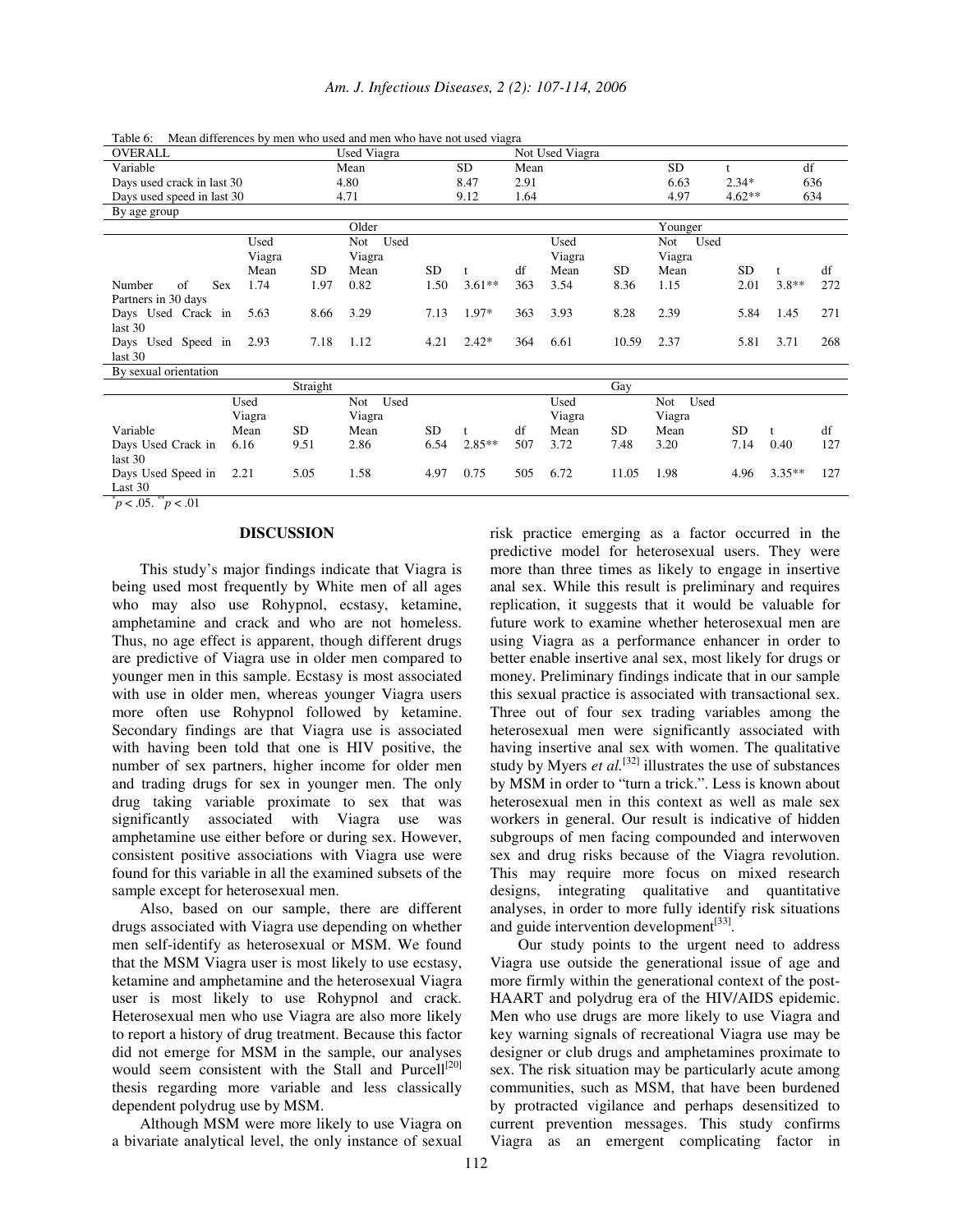Table 6: Mean differences by men who used and men who have not used viagra

| OVERALL | | Used Viagra | | Not Used Viagra | | | |
|---|---|---|---|---|---|---|---|
| Variable | | Mean | SD | Mean | SD | t | df |
| Days used crack in last 30 | | 4.80 | 8.47 | 2.91 | 6.63 | 2.34* | 636 |
| Days used speed in last 30 | | 4.71 | 9.12 | 1.64 | 4.97 | 4.62** | 634 |

| By age group | Older | | | | | | Younger | | | | | |
|---|---|---|---|---|---|---|---|---|---|---|---|---|
| | Used Viagra | | Not Used Viagra | | | | Used Viagra | | Not Used Viagra | | | |
| | Mean | SD | Mean | SD | t | df | Mean | SD | Mean | SD | t | df |
| Number of Sex Partners in 30 days | 1.74 | 1.97 | 0.82 | 1.50 | 3.61** | 363 | 3.54 | 8.36 | 1.15 | 2.01 | 3.8** | 272 |
| Days Used Crack in last 30 | 5.63 | 8.66 | 3.29 | 7.13 | 1.97* | 363 | 3.93 | 8.28 | 2.39 | 5.84 | 1.45 | 271 |
| Days Used Speed in last 30 | 2.93 | 7.18 | 1.12 | 4.21 | 2.42* | 364 | 6.61 | 10.59 | 2.37 | 5.81 | 3.71 | 268 |

| By sexual orientation | Straight | | | | | | Gay | | | | | |
|---|---|---|---|---|---|---|---|---|---|---|---|---|
| | Used Viagra | | Not Used Viagra | | | | Used Viagra | | Not Used Viagra | | | |
| Variable | Mean | SD | Mean | SD | t | df | Mean | SD | Mean | SD | t | df |
| Days Used Crack in last 30 | 6.16 | 9.51 | 2.86 | 6.54 | 2.85** | 507 | 3.72 | 7.48 | 3.20 | 7.14 | 0.40 | 127 |
| Days Used Speed in Last 30 | 2.21 | 5.05 | 1.58 | 4.97 | 0.75 | 505 | 6.72 | 11.05 | 1.98 | 4.96 | 3.35** | 127 |

*$p < .05$. **$p < .01$

## DISCUSSION

This study's major findings indicate that Viagra is being used most frequently by White men of all ages who may also use Rohypnol, ecstasy, ketamine, amphetamine and crack and who are not homeless. Thus, no age effect is apparent, though different drugs are predictive of Viagra use in older men compared to younger men in this sample. Ecstasy is most associated with use in older men, whereas younger Viagra users more often use Rohypnol followed by ketamine. Secondary findings are that Viagra use is associated with having been told that one is HIV positive, the number of sex partners, higher income for older men and trading drugs for sex in younger men. The only drug taking variable proximate to sex that was significantly associated with Viagra use was amphetamine use either before or during sex. However, consistent positive associations with Viagra use were found for this variable in all the examined subsets of the sample except for heterosexual men.

Also, based on our sample, there are different drugs associated with Viagra use depending on whether men self-identify as heterosexual or MSM. We found that the MSM Viagra user is most likely to use ecstasy, ketamine and amphetamine and the heterosexual Viagra user is most likely to use Rohypnol and crack. Heterosexual men who use Viagra are also more likely to report a history of drug treatment. Because this factor did not emerge for MSM in the sample, our analyses would seem consistent with the Stall and Purcell[20] thesis regarding more variable and less classically dependent polydrug use by MSM.

Although MSM were more likely to use Viagra on a bivariate analytical level, the only instance of sexual risk practice emerging as a factor occurred in the predictive model for heterosexual users. They were more than three times as likely to engage in insertive anal sex. While this result is preliminary and requires replication, it suggests that it would be valuable for future work to examine whether heterosexual men are using Viagra as a performance enhancer in order to better enable insertive anal sex, most likely for drugs or money. Preliminary findings indicate that in our sample this sexual practice is associated with transactional sex. Three out of four sex trading variables among the heterosexual men were significantly associated with having insertive anal sex with women. The qualitative study by Myers *et al.*[32] illustrates the use of substances by MSM in order to "turn a trick.". Less is known about heterosexual men in this context as well as male sex workers in general. Our result is indicative of hidden subgroups of men facing compounded and interwoven sex and drug risks because of the Viagra revolution. This may require more focus on mixed research designs, integrating qualitative and quantitative analyses, in order to more fully identify risk situations and guide intervention development[33].

Our study points to the urgent need to address Viagra use outside the generational issue of age and more firmly within the generational context of the post-HAART and polydrug era of the HIV/AIDS epidemic. Men who use drugs are more likely to use Viagra and key warning signals of recreational Viagra use may be designer or club drugs and amphetamines proximate to sex. The risk situation may be particularly acute among communities, such as MSM, that have been burdened by protracted vigilance and perhaps desensitized to current prevention messages. This study confirms Viagra as an emergent complicating factor in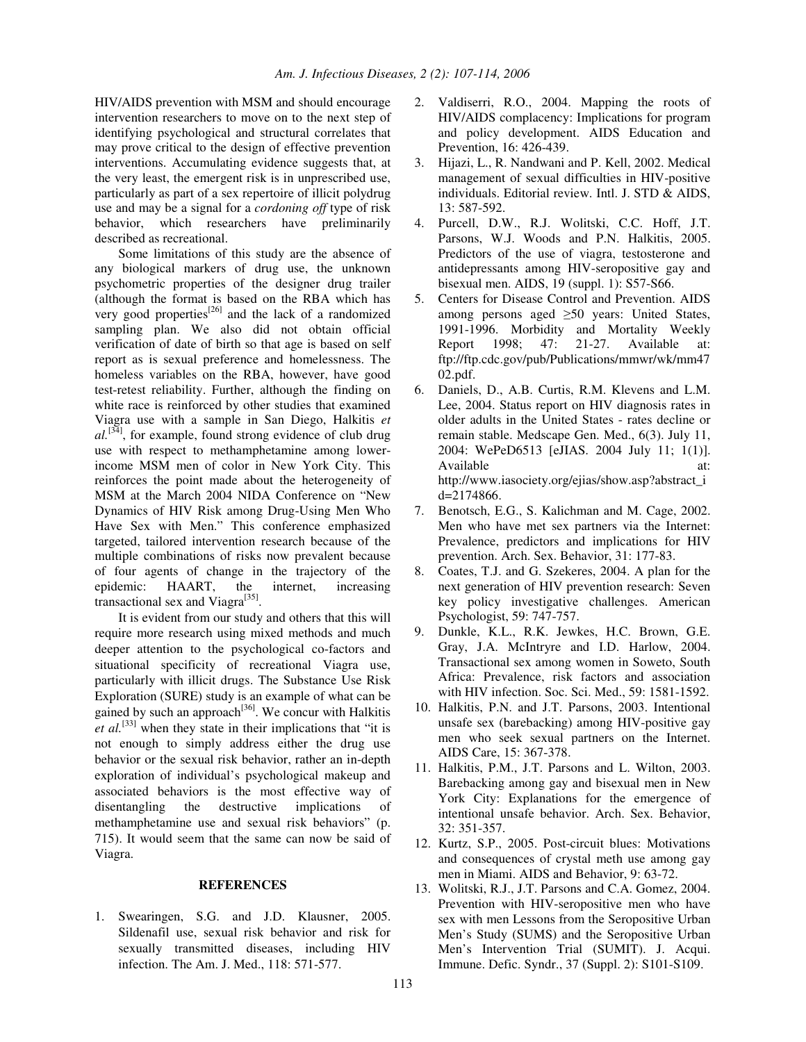HIV/AIDS prevention with MSM and should encourage intervention researchers to move on to the next step of identifying psychological and structural correlates that may prove critical to the design of effective prevention interventions. Accumulating evidence suggests that, at the very least, the emergent risk is in unprescribed use, particularly as part of a sex repertoire of illicit polydrug use and may be a signal for a *cordoning off* type of risk behavior, which researchers have preliminarily described as recreational.

Some limitations of this study are the absence of any biological markers of drug use, the unknown psychometric properties of the designer drug trailer (although the format is based on the RBA which has very good properties[26] and the lack of a randomized sampling plan. We also did not obtain official verification of date of birth so that age is based on self report as is sexual preference and homelessness. The homeless variables on the RBA, however, have good test-retest reliability. Further, although the finding on white race is reinforced by other studies that examined Viagra use with a sample in San Diego, Halkitis *et al.*[34], for example, found strong evidence of club drug use with respect to methamphetamine among lower-income MSM men of color in New York City. This reinforces the point made about the heterogeneity of MSM at the March 2004 NIDA Conference on "New Dynamics of HIV Risk among Drug-Using Men Who Have Sex with Men." This conference emphasized targeted, tailored intervention research because of the multiple combinations of risks now prevalent because of four agents of change in the trajectory of the epidemic: HAART, the internet, increasing transactional sex and Viagra[35].

It is evident from our study and others that this will require more research using mixed methods and much deeper attention to the psychological co-factors and situational specificity of recreational Viagra use, particularly with illicit drugs. The Substance Use Risk Exploration (SURE) study is an example of what can be gained by such an approach[36]. We concur with Halkitis *et al.*[33] when they state in their implications that "it is not enough to simply address either the drug use behavior or the sexual risk behavior, rather an in-depth exploration of individual's psychological makeup and associated behaviors is the most effective way of disentangling the destructive implications of methamphetamine use and sexual risk behaviors" (p. 715). It would seem that the same can now be said of Viagra.

## REFERENCES

1. Swearingen, S.G. and J.D. Klausner, 2005. Sildenafil use, sexual risk behavior and risk for sexually transmitted diseases, including HIV infection. The Am. J. Med., 118: 571-577.
2. Valdiserri, R.O., 2004. Mapping the roots of HIV/AIDS complacency: Implications for program and policy development. AIDS Education and Prevention, 16: 426-439.
3. Hijazi, L., R. Nandwani and P. Kell, 2002. Medical management of sexual difficulties in HIV-positive individuals. Editorial review. Intl. J. STD & AIDS, 13: 587-592.
4. Purcell, D.W., R.J. Wolitski, C.C. Hoff, J.T. Parsons, W.J. Woods and P.N. Halkitis, 2005. Predictors of the use of viagra, testosterone and antidepressants among HIV-seropositive gay and bisexual men. AIDS, 19 (suppl. 1): S57-S66.
5. Centers for Disease Control and Prevention. AIDS among persons aged ≥50 years: United States, 1991-1996. Morbidity and Mortality Weekly Report 1998; 47: 21-27. Available at: ftp://ftp.cdc.gov/pub/Publications/mmwr/wk/mm4702.pdf.
6. Daniels, D., A.B. Curtis, R.M. Klevens and L.M. Lee, 2004. Status report on HIV diagnosis rates in older adults in the United States - rates decline or remain stable. Medscape Gen. Med., 6(3). July 11, 2004: WePeD6513 [eJIAS. 2004 July 11; 1(1)]. Available at: http://www.iasociety.org/ejias/show.asp?abstract_id=2174866.
7. Benotsch, E.G., S. Kalichman and M. Cage, 2002. Men who have met sex partners via the Internet: Prevalence, predictors and implications for HIV prevention. Arch. Sex. Behavior, 31: 177-83.
8. Coates, T.J. and G. Szekeres, 2004. A plan for the next generation of HIV prevention research: Seven key policy investigative challenges. American Psychologist, 59: 747-757.
9. Dunkle, K.L., R.K. Jewkes, H.C. Brown, G.E. Gray, J.A. McIntryre and I.D. Harlow, 2004. Transactional sex among women in Soweto, South Africa: Prevalence, risk factors and association with HIV infection. Soc. Sci. Med., 59: 1581-1592.
10. Halkitis, P.N. and J.T. Parsons, 2003. Intentional unsafe sex (barebacking) among HIV-positive gay men who seek sexual partners on the Internet. AIDS Care, 15: 367-378.
11. Halkitis, P.M., J.T. Parsons and L. Wilton, 2003. Barebacking among gay and bisexual men in New York City: Explanations for the emergence of intentional unsafe behavior. Arch. Sex. Behavior, 32: 351-357.
12. Kurtz, S.P., 2005. Post-circuit blues: Motivations and consequences of crystal meth use among gay men in Miami. AIDS and Behavior, 9: 63-72.
13. Wolitski, R.J., J.T. Parsons and C.A. Gomez, 2004. Prevention with HIV-seropositive men who have sex with men Lessons from the Seropositive Urban Men's Study (SUMS) and the Seropositive Urban Men's Intervention Trial (SUMIT). J. Acqui. Immune. Defic. Syndr., 37 (Suppl. 2): S101-S109.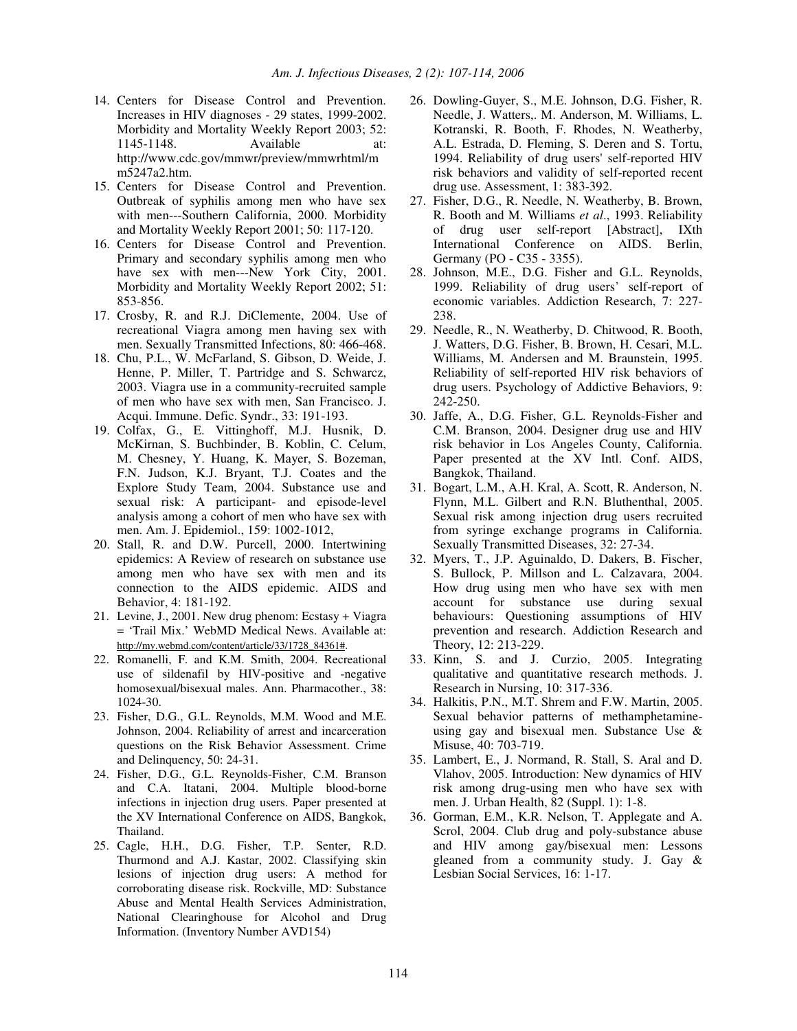14. Centers for Disease Control and Prevention. Increases in HIV diagnoses - 29 states, 1999-2002. Morbidity and Mortality Weekly Report 2003; 52: 1145-1148. Available at: http://www.cdc.gov/mmwr/preview/mmwrhtml/mm5247a2.htm.
15. Centers for Disease Control and Prevention. Outbreak of syphilis among men who have sex with men---Southern California, 2000. Morbidity and Mortality Weekly Report 2001; 50: 117-120.
16. Centers for Disease Control and Prevention. Primary and secondary syphilis among men who have sex with men---New York City, 2001. Morbidity and Mortality Weekly Report 2002; 51: 853-856.
17. Crosby, R. and R.J. DiClemente, 2004. Use of recreational Viagra among men having sex with men. Sexually Transmitted Infections, 80: 466-468.
18. Chu, P.L., W. McFarland, S. Gibson, D. Weide, J. Henne, P. Miller, T. Partridge and S. Schwarcz, 2003. Viagra use in a community-recruited sample of men who have sex with men, San Francisco. J. Acqui. Immune. Defic. Syndr., 33: 191-193.
19. Colfax, G., E. Vittinghoff, M.J. Husnik, D. McKirnan, S. Buchbinder, B. Koblin, C. Celum, M. Chesney, Y. Huang, K. Mayer, S. Bozeman, F.N. Judson, K.J. Bryant, T.J. Coates and the Explore Study Team, 2004. Substance use and sexual risk: A participant- and episode-level analysis among a cohort of men who have sex with men. Am. J. Epidemiol., 159: 1002-1012,
20. Stall, R. and D.W. Purcell, 2000. Intertwining epidemics: A Review of research on substance use among men who have sex with men and its connection to the AIDS epidemic. AIDS and Behavior, 4: 181-192.
21. Levine, J., 2001. New drug phenom: Ecstasy + Viagra = 'Trail Mix.' WebMD Medical News. Available at: http://my.webmd.com/content/article/33/1728_84361#.
22. Romanelli, F. and K.M. Smith, 2004. Recreational use of sildenafil by HIV-positive and -negative homosexual/bisexual males. Ann. Pharmacother., 38: 1024-30.
23. Fisher, D.G., G.L. Reynolds, M.M. Wood and M.E. Johnson, 2004. Reliability of arrest and incarceration questions on the Risk Behavior Assessment. Crime and Delinquency, 50: 24-31.
24. Fisher, D.G., G.L. Reynolds-Fisher, C.M. Branson and C.A. Itatani, 2004. Multiple blood-borne infections in injection drug users. Paper presented at the XV International Conference on AIDS, Bangkok, Thailand.
25. Cagle, H.H., D.G. Fisher, T.P. Senter, R.D. Thurmond and A.J. Kastar, 2002. Classifying skin lesions of injection drug users: A method for corroborating disease risk. Rockville, MD: Substance Abuse and Mental Health Services Administration, National Clearinghouse for Alcohol and Drug Information. (Inventory Number AVD154)
26. Dowling-Guyer, S., M.E. Johnson, D.G. Fisher, R. Needle, J. Watters,. M. Anderson, M. Williams, L. Kotranski, R. Booth, F. Rhodes, N. Weatherby, A.L. Estrada, D. Fleming, S. Deren and S. Tortu, 1994. Reliability of drug users' self-reported HIV risk behaviors and validity of self-reported recent drug use. Assessment, 1: 383-392.
27. Fisher, D.G., R. Needle, N. Weatherby, B. Brown, R. Booth and M. Williams *et al*., 1993. Reliability of drug user self-report [Abstract], IXth International Conference on AIDS. Berlin, Germany (PO - C35 - 3355).
28. Johnson, M.E., D.G. Fisher and G.L. Reynolds, 1999. Reliability of drug users' self-report of economic variables. Addiction Research, 7: 227-238.
29. Needle, R., N. Weatherby, D. Chitwood, R. Booth, J. Watters, D.G. Fisher, B. Brown, H. Cesari, M.L. Williams, M. Andersen and M. Braunstein, 1995. Reliability of self-reported HIV risk behaviors of drug users. Psychology of Addictive Behaviors, 9: 242-250.
30. Jaffe, A., D.G. Fisher, G.L. Reynolds-Fisher and C.M. Branson, 2004. Designer drug use and HIV risk behavior in Los Angeles County, California. Paper presented at the XV Intl. Conf. AIDS, Bangkok, Thailand.
31. Bogart, L.M., A.H. Kral, A. Scott, R. Anderson, N. Flynn, M.L. Gilbert and R.N. Bluthenthal, 2005. Sexual risk among injection drug users recruited from syringe exchange programs in California. Sexually Transmitted Diseases, 32: 27-34.
32. Myers, T., J.P. Aguinaldo, D. Dakers, B. Fischer, S. Bullock, P. Millson and L. Calzavara, 2004. How drug using men who have sex with men account for substance use during sexual behaviours: Questioning assumptions of HIV prevention and research. Addiction Research and Theory, 12: 213-229.
33. Kinn, S. and J. Curzio, 2005. Integrating qualitative and quantitative research methods. J. Research in Nursing, 10: 317-336.
34. Halkitis, P.N., M.T. Shrem and F.W. Martin, 2005. Sexual behavior patterns of methamphetamine-using gay and bisexual men. Substance Use & Misuse, 40: 703-719.
35. Lambert, E., J. Normand, R. Stall, S. Aral and D. Vlahov, 2005. Introduction: New dynamics of HIV risk among drug-using men who have sex with men. J. Urban Health, 82 (Suppl. 1): 1-8.
36. Gorman, E.M., K.R. Nelson, T. Applegate and A. Scrol, 2004. Club drug and poly-substance abuse and HIV among gay/bisexual men: Lessons gleaned from a community study. J. Gay & Lesbian Social Services, 16: 1-17.